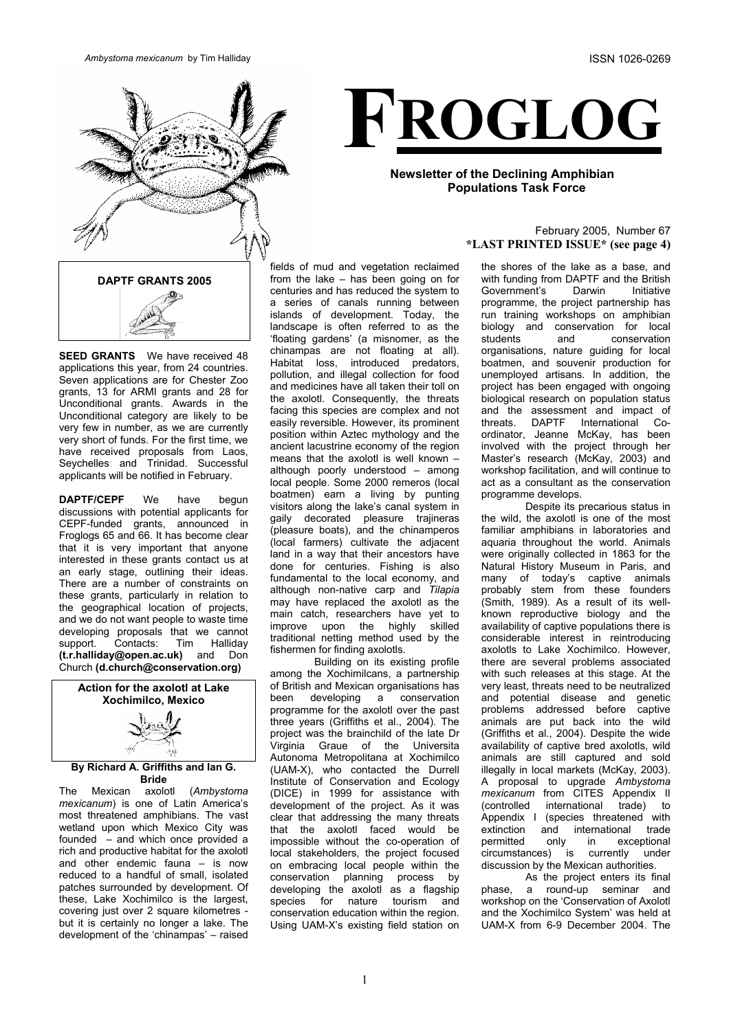*Ambystoma mexicanum* by Tim Halliday

ISSN 1026-0269

# FROGLOG

**Newsletter of the Declining Amphibian Populations Task Force**

February 2005, Number 67
**\*LAST PRINTED ISSUE\* (see page 4)**

## DAPTF GRANTS 2005

**SEED GRANTS** We have received 48 applications this year, from 24 countries. Seven applications are for Chester Zoo grants, 13 for ARMI grants and 28 for Unconditional grants. Awards in the Unconditional category are likely to be very few in number, as we are currently very short of funds. For the first time, we have received proposals from Laos, Seychelles and Trinidad. Successful applicants will be notified in February.

**DAPTF/CEPF** We have begun discussions with potential applicants for CEPF-funded grants, announced in Froglogs 65 and 66. It has become clear that it is very important that anyone interested in these grants contact us at an early stage, outlining their ideas. There are a number of constraints on these grants, particularly in relation to the geographical location of projects, and we do not want people to waste time developing proposals that we cannot support. Contacts: Tim Halliday **(t.r.halliday@open.ac.uk)** and Don Church **(d.church@conservation.org)**

## Action for the axolotl at Lake Xochimilco, Mexico

**By Richard A. Griffiths and Ian G. Bride**

The Mexican axolotl (*Ambystoma mexicanum*) is one of Latin America's most threatened amphibians. The vast wetland upon which Mexico City was founded – and which once provided a rich and productive habitat for the axolotl and other endemic fauna – is now reduced to a handful of small, isolated patches surrounded by development. Of these, Lake Xochimilco is the largest, covering just over 2 square kilometres - but it is certainly no longer a lake. The development of the 'chinampas' – raised fields of mud and vegetation reclaimed from the lake – has been going on for centuries and has reduced the system to a series of canals running between islands of development. Today, the landscape is often referred to as the 'floating gardens' (a misnomer, as the chinampas are not floating at all). Habitat loss, introduced predators, pollution, and illegal collection for food and medicines have all taken their toll on the axolotl. Consequently, the threats facing this species are complex and not easily reversible. However, its prominent position within Aztec mythology and the ancient lacustrine economy of the region means that the axolotl is well known – although poorly understood – among local people. Some 2000 remeros (local boatmen) earn a living by punting visitors along the lake's canal system in gaily decorated pleasure trajineras (pleasure boats), and the chinamperos (local farmers) cultivate the adjacent land in a way that their ancestors have done for centuries. Fishing is also fundamental to the local economy, and although non-native carp and *Tilapia* may have replaced the axolotl as the main catch, researchers have yet to improve upon the highly skilled traditional netting method used by the fishermen for finding axolotls.

Building on its existing profile among the Xochimilcans, a partnership of British and Mexican organisations has been developing a conservation programme for the axolotl over the past three years (Griffiths et al., 2004). The project was the brainchild of the late Dr Virginia Graue of the Universita Autonoma Metropolitana at Xochimilco (UAM-X), who contacted the Durrell Institute of Conservation and Ecology (DICE) in 1999 for assistance with development of the project. As it was clear that addressing the many threats that the axolotl faced would be impossible without the co-operation of local stakeholders, the project focused on embracing local people within the conservation planning process by developing the axolotl as a flagship species for nature tourism and conservation education within the region. Using UAM-X's existing field station on the shores of the lake as a base, and with funding from DAPTF and the British Government's Darwin Initiative programme, the project partnership has run training workshops on amphibian biology and conservation for local students and conservation organisations, nature guiding for local boatmen, and souvenir production for unemployed artisans. In addition, the project has been engaged with ongoing biological research on population status and the assessment and impact of threats. DAPTF International Co-ordinator, Jeanne McKay, has been involved with the project through her Master's research (McKay, 2003) and workshop facilitation, and will continue to act as a consultant as the conservation programme develops.

Despite its precarious status in the wild, the axolotl is one of the most familiar amphibians in laboratories and aquaria throughout the world. Animals were originally collected in 1863 for the Natural History Museum in Paris, and many of today's captive animals probably stem from these founders (Smith, 1989). As a result of its well-known reproductive biology and the availability of captive populations there is considerable interest in reintroducing axolotls to Lake Xochimilco. However, there are several problems associated with such releases at this stage. At the very least, threats need to be neutralized and potential disease and genetic problems addressed before captive animals are put back into the wild (Griffiths et al., 2004). Despite the wide availability of captive bred axolotls, wild animals are still captured and sold illegally in local markets (McKay, 2003). A proposal to upgrade *Ambystoma mexicanum* from CITES Appendix II (controlled international trade) to Appendix I (species threatened with extinction and international trade permitted only in exceptional circumstances) is currently under discussion by the Mexican authorities.

As the project enters its final phase, a round-up seminar and workshop on the 'Conservation of Axolotl and the Xochimilco System' was held at UAM-X from 6-9 December 2004. The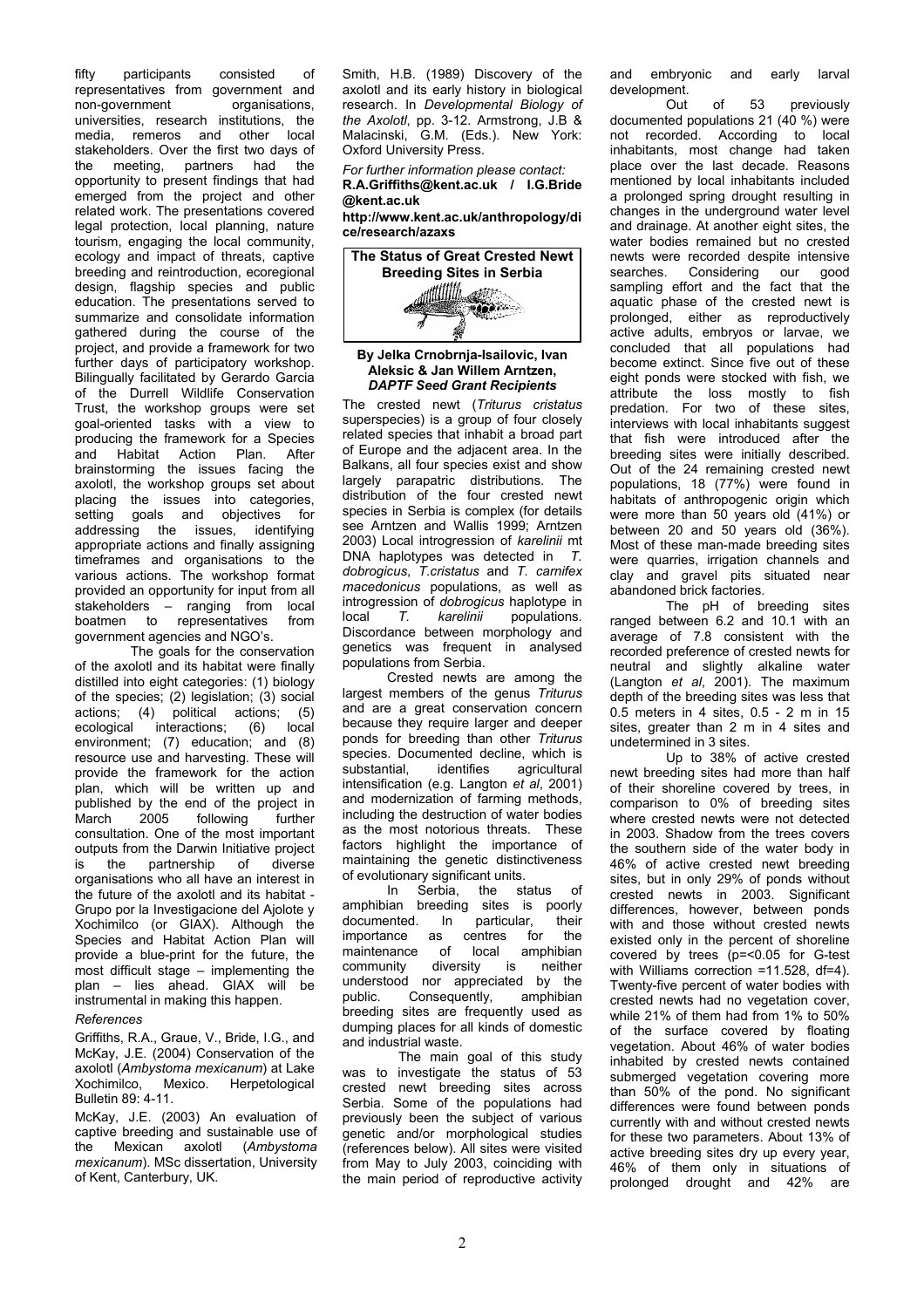fifty participants consisted of representatives from government and non-government organisations, universities, research institutions, the media, remeros and other local stakeholders. Over the first two days of the meeting, partners had the opportunity to present findings that had emerged from the project and other related work. The presentations covered legal protection, local planning, nature tourism, engaging the local community, ecology and impact of threats, captive breeding and reintroduction, ecoregional design, flagship species and public education. The presentations served to summarize and consolidate information gathered during the course of the project, and provide a framework for two further days of participatory workshop. Bilingually facilitated by Gerardo Garcia of the Durrell Wildlife Conservation Trust, the workshop groups were set goal-oriented tasks with a view to producing the framework for a Species and Habitat Action Plan. After brainstorming the issues facing the axolotl, the workshop groups set about placing the issues into categories, setting goals and objectives for addressing the issues, identifying appropriate actions and finally assigning timeframes and organisations to the various actions. The workshop format provided an opportunity for input from all stakeholders – ranging from local boatmen to representatives from government agencies and NGO's.

The goals for the conservation of the axolotl and its habitat were finally distilled into eight categories: (1) biology of the species; (2) legislation; (3) social actions; (4) political actions; (5) ecological interactions; (6) local environment; (7) education; and (8) resource use and harvesting. These will provide the framework for the action plan, which will be written up and published by the end of the project in March 2005 following further consultation. One of the most important outputs from the Darwin Initiative project is the partnership of diverse organisations who all have an interest in the future of the axolotl and its habitat - Grupo por la Investigacion del Ajolote y Xochimilco (or GIAX). Although the Species and Habitat Action Plan will provide a blue-print for the future, the most difficult stage – implementing the plan – lies ahead. GIAX will be instrumental in making this happen.

*References*

Griffiths, R.A., Graue, V., Bride, I.G., and McKay, J.E. (2004) Conservation of the axolotl (*Ambystoma mexicanum*) at Lake Xochimilco, Mexico. Herpetological Bulletin 89: 4-11.

McKay, J.E. (2003) An evaluation of captive breeding and sustainable use of the Mexican axolotl (*Ambystoma mexicanum*). MSc dissertation, University of Kent, Canterbury, UK.

Smith, H.B. (1989) Discovery of the axolotl and its early history in biological research. In *Developmental Biology of the Axolotl*, pp. 3-12. Armstrong, J.B & Malacinski, G.M. (Eds.). New York: Oxford University Press.

*For further information please contact:*
**R.A.Griffiths@kent.ac.uk / I.G.Bride@kent.ac.uk**
**http://www.kent.ac.uk/anthropology/dice/research/azaxs**

## The Status of Great Crested Newt Breeding Sites in Serbia

**By Jelka Crnobrnja-Isailovic, Ivan Aleksic & Jan Willem Arntzen,**
***DAPTF Seed Grant Recipients***

The crested newt (*Triturus cristatus* superspecies) is a group of four closely related species that inhabit a broad part of Europe and the adjacent area. In the Balkans, all four species exist and show largely parapatric distributions. The distribution of the four crested newt species in Serbia is complex (for details see Arntzen and Wallis 1999; Arntzen 2003) Local introgression of *karelinii* mt DNA haplotypes was detected in *T. dobrogicus*, *T.cristatus* and *T. carnifex macedonicus* populations, as well as introgression of *dobrogicus* haplotype in local *T. karelinii* populations. Discordance between morphology and genetics was frequent in analysed populations from Serbia.

Crested newts are among the largest members of the genus *Triturus* and are a great conservation concern because they require larger and deeper ponds for breeding than other *Triturus* species. Documented decline, which is substantial, identifies agricultural intensification (e.g. Langton *et al*, 2001) and modernization of farming methods, including the destruction of water bodies as the most notorious threats. These factors highlight the importance of maintaining the genetic distinctiveness of evolutionary significant units.

In Serbia, the status of amphibian breeding sites is poorly documented. In particular, their importance as centres for the maintenance of local amphibian community diversity is neither understood nor appreciated by the public. Consequently, amphibian breeding sites are frequently used as dumping places for all kinds of domestic and industrial waste.

The main goal of this study was to investigate the status of 53 crested newt breeding sites across Serbia. Some of the populations had previously been the subject of various genetic and/or morphological studies (references below). All sites were visited from May to July 2003, coinciding with the main period of reproductive activity and embryonic and early larval development.

Out of 53 previously documented populations 21 (40 %) were not recorded. According to local inhabitants, most change had taken place over the last decade. Reasons mentioned by local inhabitants included a prolonged spring drought resulting in changes in the underground water level and drainage. At another eight sites, the water bodies remained but no crested newts were recorded despite intensive searches. Considering our good sampling effort and the fact that the aquatic phase of the crested newt is prolonged, either as reproductively active adults, embryos or larvae, we concluded that all populations had become extinct. Since five out of these eight ponds were stocked with fish, we attribute the loss mostly to fish predation. For two of these sites, interviews with local inhabitants suggest that fish were introduced after the breeding sites were initially described. Out of the 24 remaining crested newt populations, 18 (77%) were found in habitats of anthropogenic origin which were more than 50 years old (41%) or between 20 and 50 years old (36%). Most of these man-made breeding sites were quarries, irrigation channels and clay and gravel pits situated near abandoned brick factories.

The pH of breeding sites ranged between 6.2 and 10.1 with an average of 7.8 consistent with the recorded preference of crested newts for neutral and slightly alkaline water (Langton *et al*, 2001). The maximum depth of the breeding sites was less that 0.5 meters in 4 sites, 0.5 - 2 m in 15 sites, greater than 2 m in 4 sites and undetermined in 3 sites.

Up to 38% of active crested newt breeding sites had more than half of their shoreline covered by trees, in comparison to 0% of breeding sites where crested newts were not detected in 2003. Shadow from the trees covers the southern side of the water body in 46% of active crested newt breeding sites, but in only 29% of ponds without crested newts in 2003. Significant differences, however, between ponds with and those without crested newts existed only in the percent of shoreline covered by trees ($p$=<0.05 for G-test with Williams correction =11.528, df=4). Twenty-five percent of water bodies with crested newts had no vegetation cover, while 21% of them had from 1% to 50% of the surface covered by floating vegetation. About 46% of water bodies inhabited by crested newts contained submerged vegetation covering more than 50% of the pond. No significant differences were found between ponds currently with and without crested newts for these two parameters. About 13% of active breeding sites dry up every year, 46% of them only in situations of prolonged drought and 42% are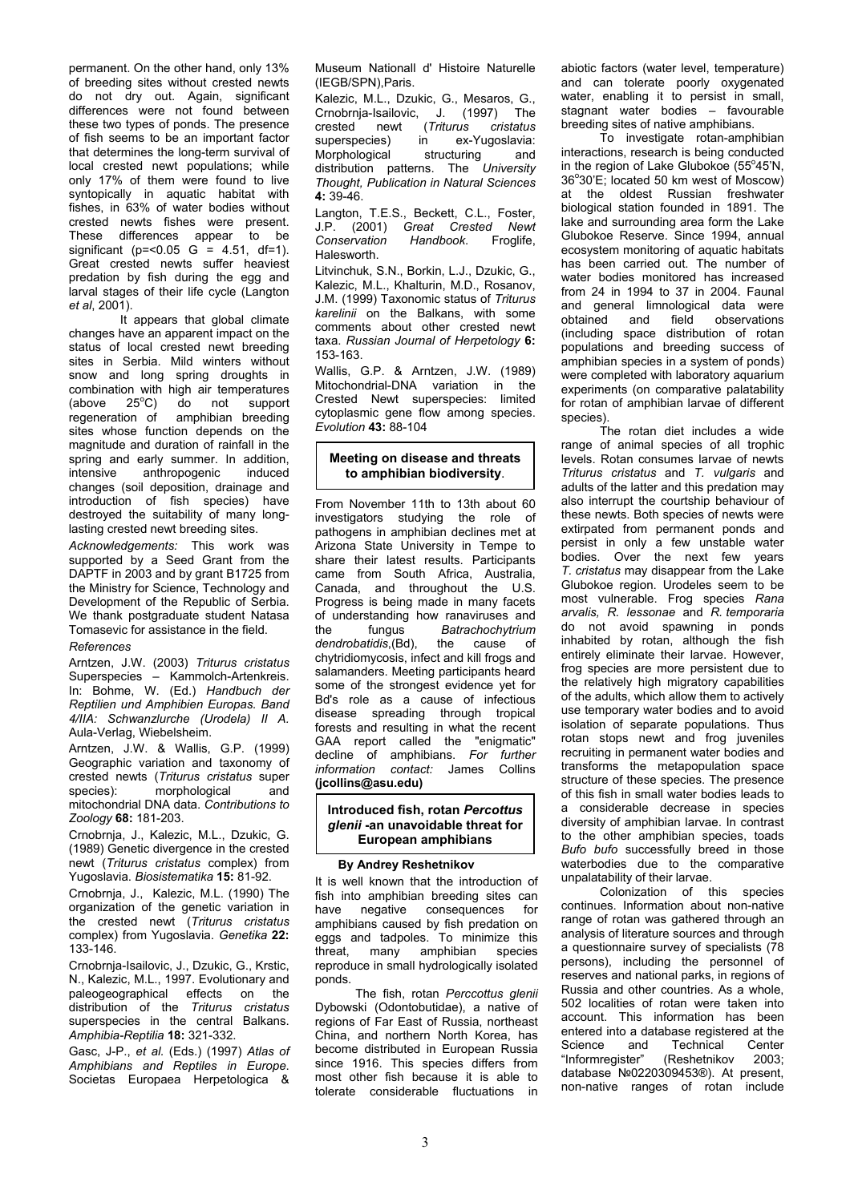permanent. On the other hand, only 13% of breeding sites without crested newts do not dry out. Again, significant differences were not found between these two types of ponds. The presence of fish seems to be an important factor that determines the long-term survival of local crested newt populations; while only 17% of them were found to live syntopically in aquatic habitat with fishes, in 63% of water bodies without crested newts fishes were present. These differences appear to be significant ($p=<0.05$ $G = 4.51$, $df=1$). Great crested newts suffer heaviest predation by fish during the egg and larval stages of their life cycle (Langton *et al*, 2001).

It appears that global climate changes have an apparent impact on the status of local crested newt breeding sites in Serbia. Mild winters without snow and long spring droughts in combination with high air temperatures (above 25°C) do not support regeneration of amphibian breeding sites whose function depends on the magnitude and duration of rainfall in the spring and early summer. In addition, intensive anthropogenic induced changes (soil deposition, drainage and introduction of fish species) have destroyed the suitability of many long-lasting crested newt breeding sites.

*Acknowledgements:* This work was supported by a Seed Grant from the DAPTF in 2003 and by grant B1725 from the Ministry for Science, Technology and Development of the Republic of Serbia. We thank postgraduate student Natasa Tomasevic for assistance in the field.

*References*

Arntzen, J.W. (2003) *Triturus cristatus* Superspecies – Kammolch-Artenkreis. In: Bohme, W. (Ed.) *Handbuch der Reptilien und Amphibien Europas. Band 4/IIA: Schwanzlurche (Urodela) II A.* Aula-Verlag, Wiebelsheim.

Arntzen, J.W. & Wallis, G.P. (1999) Geographic variation and taxonomy of crested newts (*Triturus cristatus* super species): morphological and mitochondrial DNA data. *Contributions to Zoology* **68:** 181-203.

Crnobrnja, J., Kalezic, M.L., Dzukic, G. (1989) Genetic divergence in the crested newt (*Triturus cristatus* complex) from Yugoslavia. *Biosistematika* **15:** 81-92.

Crnobrnja, J., Kalezic, M.L. (1990) The organization of the genetic variation in the crested newt (*Triturus cristatus* complex) from Yugoslavia. *Genetika* **22:** 133-146.

Crnobrnja-Isailovic, J., Dzukic, G., Krstic, N., Kalezic, M.L., 1997. Evolutionary and paleogeographical effects on the distribution of the *Triturus cristatus* superspecies in the central Balkans. *Amphibia-Reptilia* **18:** 321-332.

Gasc, J-P., *et al.* (Eds.) (1997) *Atlas of Amphibians and Reptiles in Europe.* Societas Europaea Herpetologica & Museum Nationall d' Histoire Naturelle (IEGB/SPN),Paris.

Kalezic, M.L., Dzukic, G., Mesaros, G., Crnobrnja-Isailovic, J. (1997) The crested newt (*Triturus cristatus* superspecies) in ex-Yugoslavia: Morphological structuring and distribution patterns. The *University Thought, Publication in Natural Sciences* **4:** 39-46.

Langton, T.E.S., Beckett, C.L., Foster, J.P. (2001) *Great Crested Newt Conservation Handbook.* Froglife, Halesworth.

Litvinchuk, S.N., Borkin, L.J., Dzukic, G., Kalezic, M.L., Khalturin, M.D., Rosanov, J.M. (1999) Taxonomic status of *Triturus karelinii* on the Balkans, with some comments about other crested newt taxa. *Russian Journal of Herpetology* **6:** 153-163.

Wallis, G.P. & Arntzen, J.W. (1989) Mitochondrial-DNA variation in the Crested Newt superspecies: limited cytoplasmic gene flow among species. *Evolution* **43:** 88-104

## Meeting on disease and threats to amphibian biodiversity.

From November 11th to 13th about 60 investigators studying the role of pathogens in amphibian declines met at Arizona State University in Tempe to share their latest results. Participants came from South Africa, Australia, Canada, and throughout the U.S. Progress is being made in many facets of understanding how ranaviruses and the fungus *Batrachochytrium dendrobatidis*,(Bd), the cause of chytridiomycosis, infect and kill frogs and salamanders. Meeting participants heard some of the strongest evidence yet for Bd's role as a cause of infectious disease spreading through tropical forests and resulting in what the recent GAA report called the "enigmatic" decline of amphibians. *For further information contact:* James Collins **(jcollins@asu.edu)**

## Introduced fish, rotan *Percottus glenii* -an unavoidable threat for European amphibians

**By Andrey Reshetnikov**

It is well known that the introduction of fish into amphibian breeding sites can have negative consequences for amphibians caused by fish predation on eggs and tadpoles. To minimize this threat, many amphibian species reproduce in small hydrologically isolated ponds.

The fish, rotan *Perccottus glenii* Dybowski (Odontobutidae), a native of regions of Far East of Russia, northeast China, and northern North Korea, has become distributed in European Russia since 1916. This species differs from most other fish because it is able to tolerate considerable fluctuations in abiotic factors (water level, temperature) and can tolerate poorly oxygenated water, enabling it to persist in small, stagnant water bodies – favourable breeding sites of native amphibians.

To investigate rotan-amphibian interactions, research is being conducted in the region of Lake Glubokoe (55°45'N, 36°30'E; located 50 km west of Moscow) at the oldest Russian freshwater biological station founded in 1891. The lake and surrounding area form the Lake Glubokoe Reserve. Since 1994, annual ecosystem monitoring of aquatic habitats has been carried out. The number of water bodies monitored has increased from 24 in 1994 to 37 in 2004. Faunal and general limnological data were obtained and field observations (including space distribution of rotan populations and breeding success of amphibian species in a system of ponds) were completed with laboratory aquarium experiments (on comparative palatability for rotan of amphibian larvae of different species).

The rotan diet includes a wide range of animal species of all trophic levels. Rotan consumes larvae of newts *Triturus cristatus* and *T. vulgaris* and adults of the latter and this predation may also interrupt the courtship behaviour of these newts. Both species of newts were extirpated from permanent ponds and persist in only a few unstable water bodies. Over the next few years *T. cristatus* may disappear from the Lake Glubokoe region. Urodeles seem to be most vulnerable. Frog species *Rana arvalis, R. lessonae* and *R. temporaria* do not avoid spawning in ponds inhabited by rotan, although the fish entirely eliminate their larvae. However, frog species are more persistent due to the relatively high migratory capabilities of the adults, which allow them to actively use temporary water bodies and to avoid isolation of separate populations. Thus rotan stops newt and frog juveniles recruiting in permanent water bodies and transforms the metapopulation space structure of these species. The presence of this fish in small water bodies leads to a considerable decrease in species diversity of amphibian larvae. In contrast to the other amphibian species, toads *Bufo bufo* successfully breed in those waterbodies due to the comparative unpalatability of their larvae.

Colonization of this species continues. Information about non-native range of rotan was gathered through an analysis of literature sources and through a questionnaire survey of specialists (78 persons), including the personnel of reserves and national parks, in regions of Russia and other countries. As a whole, 502 localities of rotan were taken into account. This information has been entered into a database registered at the Science and Technical Center "Informregister" (Reshetnikov 2003; database №0220309453®). At present, non-native ranges of rotan include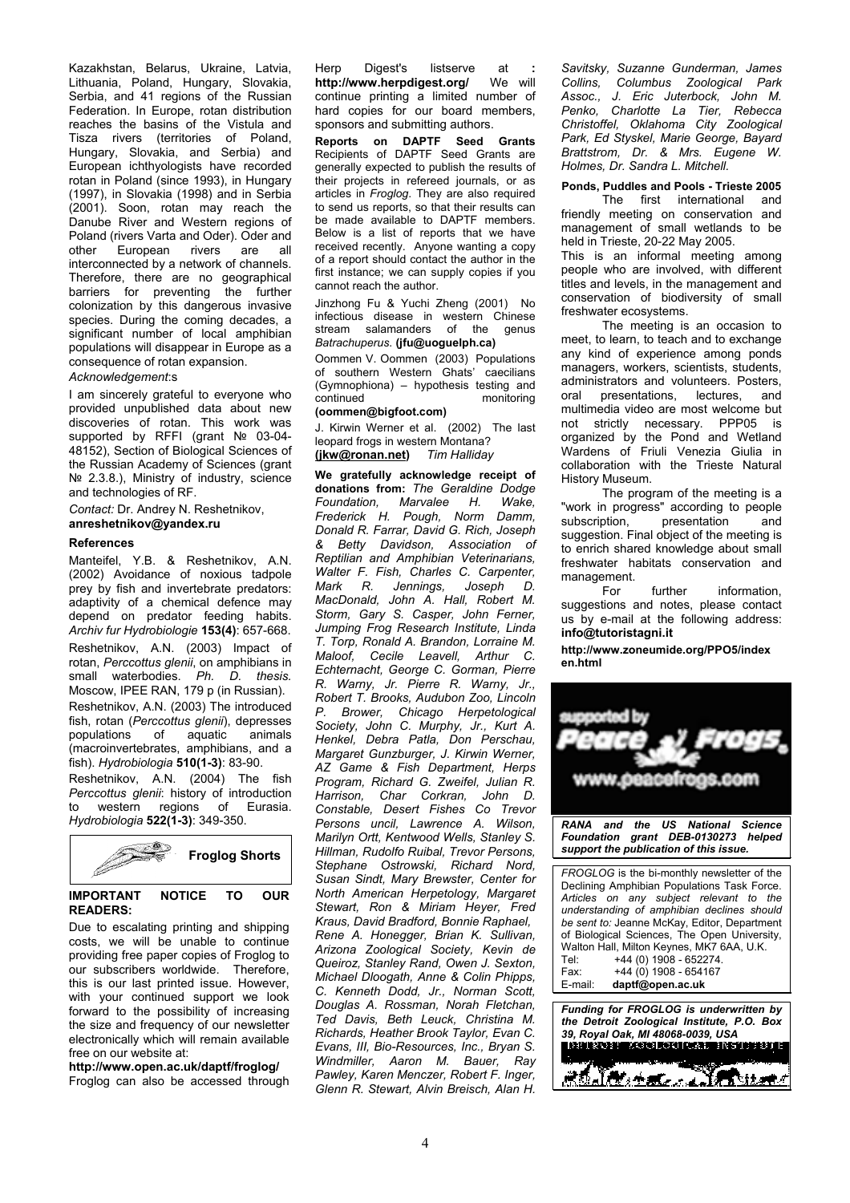Kazakhstan, Belarus, Ukraine, Latvia, Lithuania, Poland, Hungary, Slovakia, Serbia, and 41 regions of the Russian Federation. In Europe, rotan distribution reaches the basins of the Vistula and Tisza rivers (territories of Poland, Hungary, Slovakia, and Serbia) and European ichthyologists have recorded rotan in Poland (since 1993), in Hungary (1997), in Slovakia (1998) and in Serbia (2001). Soon, rotan may reach the Danube River and Western regions of Poland (rivers Varta and Oder). Oder and other European rivers are all interconnected by a network of channels. Therefore, there are no geographical barriers for preventing the further colonization by this dangerous invasive species. During the coming decades, a significant number of local amphibian populations will disappear in Europe as a consequence of rotan expansion.

*Acknowledgement*:s

I am sincerely grateful to everyone who provided unpublished data about new discoveries of rotan. This work was supported by RFFI (grant № 03-04-48152), Section of Biological Sciences of the Russian Academy of Sciences (grant № 2.3.8.), Ministry of industry, science and technologies of RF.

*Contact:* Dr. Andrey N. Reshetnikov, **anreshetnikov@yandex.ru**

### References

Manteifel, Y.B. & Reshetnikov, A.N. (2002) Avoidance of noxious tadpole prey by fish and invertebrate predators: adaptivity of a chemical defence may depend on predator feeding habits. *Archiv fur Hydrobiologie* **153(4)**: 657-668.

Reshetnikov, A.N. (2003) Impact of rotan, *Perccottus glenii*, on amphibians in small waterbodies. *Ph. D. thesis.* Moscow, IPEE RAN, 179 p (in Russian).

Reshetnikov, A.N. (2003) The introduced fish, rotan (*Perccottus glenii*), depresses populations of aquatic animals (macroinvertebrates, amphibians, and a fish). *Hydrobiologia* **510(1-3)**: 83-90.

Reshetnikov, A.N. (2004) The fish *Perccottus glenii*: history of introduction to western regions of Eurasia. *Hydrobiologia* **522(1-3)**: 349-350.

## Froglog Shorts

### IMPORTANT NOTICE TO OUR READERS:

Due to escalating printing and shipping costs, we will be unable to continue providing free paper copies of Froglog to our subscribers worldwide. Therefore, this is our last printed issue. However, with your continued support we look forward to the possibility of increasing the size and frequency of our newsletter electronically which will remain available free on our website at:

**http://www.open.ac.uk/daptf/froglog/**

Froglog can also be accessed through Herp Digest's listserve at **: http://www.herpdigest.org/** We will continue printing a limited number of hard copies for our board members, sponsors and submitting authors.

**Reports on DAPTF Seed Grants** Recipients of DAPTF Seed Grants are generally expected to publish the results of their projects in refereed journals, or as articles in *Froglog*. They are also required to send us reports, so that their results can be made available to DAPTF members. Below is a list of reports that we have received recently. Anyone wanting a copy of a report should contact the author in the first instance; we can supply copies if you cannot reach the author.

Jinzhong Fu & Yuchi Zheng (2001) No infectious disease in western Chinese stream salamanders of the genus *Batrachuperus*. **(jfu@uoguelph.ca)**

Oommen V. Oommen (2003) Populations of southern Western Ghats' caecilians (Gymnophiona) – hypothesis testing and continued monitoring **(oommen@bigfoot.com)**

J. Kirwin Werner et al. (2002) The last leopard frogs in western Montana? **(jkw@ronan.net)** *Tim Halliday*

**We gratefully acknowledge receipt of donations from:** *The Geraldine Dodge Foundation, Marvalee H. Wake, Frederick H. Pough, Norm Damm, Donald R. Farrar, David G. Rich, Joseph & Betty Davidson, Association of Reptilian and Amphibian Veterinarians, Walter F. Fish, Charles C. Carpenter, Mark R. Jennings, Joseph D. MacDonald, John A. Hall, Robert M. Storm, Gary S. Casper, John Ferner, Jumping Frog Research Institute, Linda T. Torp, Ronald A. Brandon, Lorraine M. Maloof, Cecile Leavell, Arthur C. Echternacht, George C. Gorman, Pierre R. Warny, Jr. Pierre R. Warny, Jr., Robert T. Brooks, Audubon Zoo, Lincoln P. Brower, Chicago Herpetological Society, John C. Murphy, Jr., Kurt A. Henkel, Debra Patla, Don Perschau, Margaret Gunzburger, J. Kirwin Werner, AZ Game & Fish Department, Herps Program, Richard G. Zweifel, Julian R. Harrison, Char Corkran, John D. Constable, Desert Fishes Co Trevor Persons uncil, Lawrence A. Wilson, Marilyn Ortt, Kentwood Wells, Stanley S. Hillman, Rudolfo Ruibal, Trevor Persons, Stephane Ostrowski, Richard Nord, Susan Sindt, Mary Brewster, Center for North American Herpetology, Margaret Stewart, Ron & Miriam Heyer, Fred Kraus, David Bradford, Bonnie Raphael, Rene A. Honegger, Brian K. Sullivan, Arizona Zoological Society, Kevin de Queiroz, Stanley Rand, Owen J. Sexton, Michael Dloogath, Anne & Colin Phipps, C. Kenneth Dodd, Jr., Norman Scott, Douglas A. Rossman, Norah Fletchan, Ted Davis, Beth Leuck, Christina M. Richards, Heather Brook Taylor, Evan C. Evans, III, Bio-Resources, Inc., Bryan S. Windmiller, Aaron M. Bauer, Ray Pawley, Karen Menczer, Robert F. Inger, Glenn R. Stewart, Alvin Breisch, Alan H. Savitsky, Suzanne Gunderman, James Collins, Columbus Zoological Park Assoc., J. Eric Juterbock, John M. Penko, Charlotte La Tier, Rebecca Christoffel, Oklahoma City Zoological Park, Ed Styskel, Marie George, Bayard Brattstrom, Dr. & Mrs. Eugene W. Holmes, Dr. Sandra L. Mitchell.*

### Ponds, Puddles and Pools - Trieste 2005

The first international and friendly meeting on conservation and management of small wetlands to be held in Trieste, 20-22 May 2005.

This is an informal meeting among people who are involved, with different titles and levels, in the management and conservation of biodiversity of small freshwater ecosystems.

The meeting is an occasion to meet, to learn, to teach and to exchange any kind of experience among ponds managers, workers, scientists, students, administrators and volunteers. Posters, oral presentations, lectures, and multimedia video are most welcome but not strictly necessary. PPP05 is organized by the Pond and Wetland Wardens of Friuli Venezia Giulia in collaboration with the Trieste Natural History Museum.

The program of the meeting is a "work in progress" according to people subscription, presentation and suggestion. Final object of the meeting is to enrich shared knowledge about small freshwater habitats conservation and management.

For further information, suggestions and notes, please contact us by e-mail at the following address: **info@tutoristagni.it**

**http://www.zoneumide.org/PPO5/index en.html**

supported by Peace Frogs www.peacefrogs.com

***RANA and the US National Science Foundation grant DEB-0130273 helped support the publication of this issue.***

*FROGLOG* is the bi-monthly newsletter of the Declining Amphibian Populations Task Force. *Articles on any subject relevant to the understanding of amphibian declines should be sent to:* Jeanne McKay, Editor, Department of Biological Sciences, The Open University, Walton Hall, Milton Keynes, MK7 6AA, U.K.

Tel: +44 (0) 1908 - 652274.
Fax: +44 (0) 1908 - 654167
E-mail: **daptf@open.ac.uk**

***Funding for FROGLOG is underwritten by the Detroit Zoological Institute, P.O. Box 39, Royal Oak, MI 48068-0039, USA***